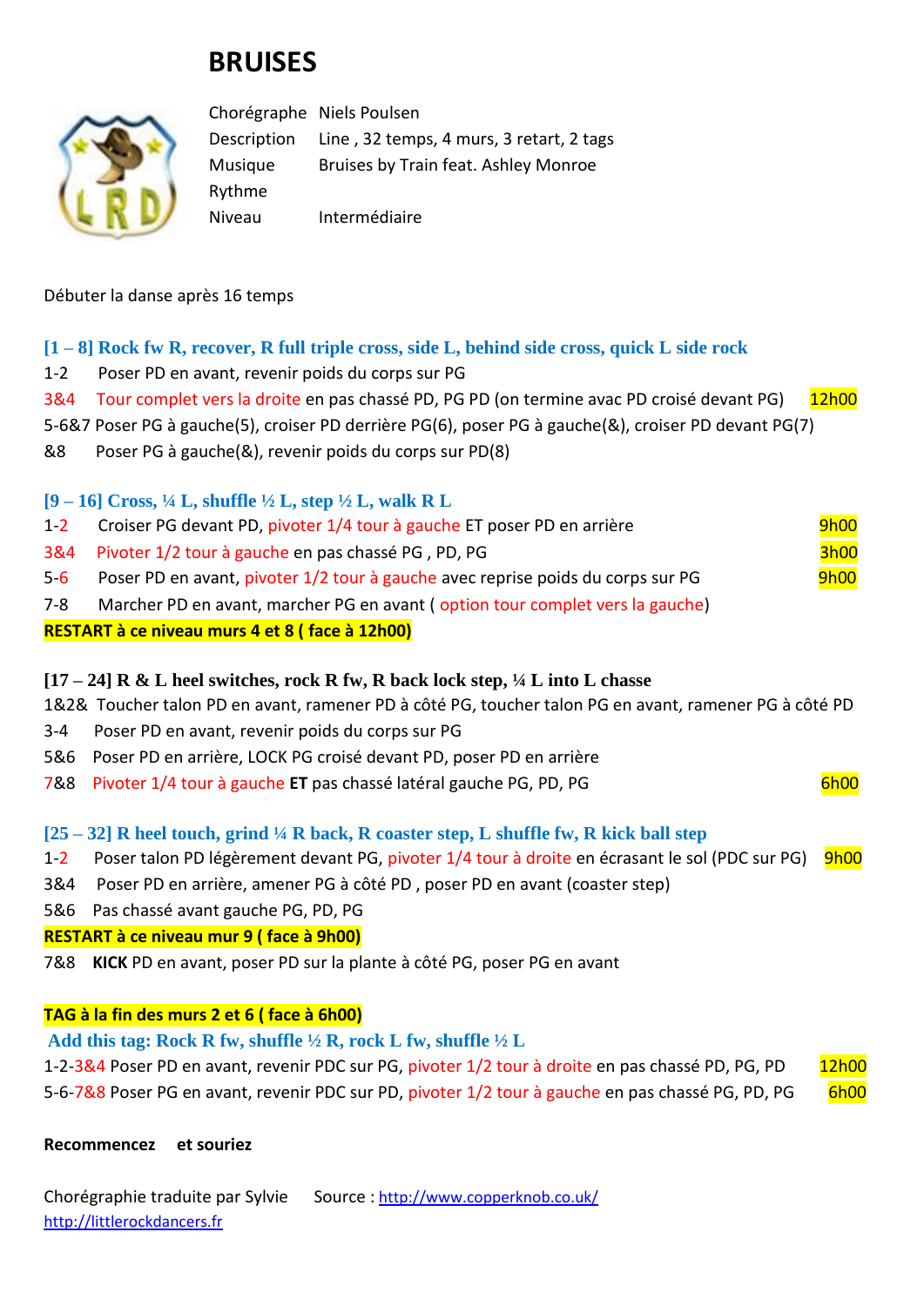# BRUISES

| | |
|---|---|
| Chorégraphe | Niels Poulsen |
| Description | Line , 32 temps, 4 murs, 3 retart, 2 tags |
| Musique | Bruises by Train feat. Ashley Monroe |
| Rythme | |
| Niveau | Intermédiaire |

Débuter la danse après 16 temps

### [1 – 8] Rock fw R, recover, R full triple cross, side L, behind side cross, quick L side rock

1-2 Poser PD en avant, revenir poids du corps sur PG

3&4 Tour complet vers la droite en pas chassé PD, PG PD (on termine avac PD croisé devant PG) 12h00

5-6&7 Poser PG à gauche(5), croiser PD derrière PG(6), poser PG à gauche(&), croiser PD devant PG(7)

&8 Poser PG à gauche(&), revenir poids du corps sur PD(8)

### [9 – 16] Cross, ¼ L, shuffle ½ L, step ½ L, walk R L

1-2 Croiser PG devant PD, pivoter 1/4 tour à gauche ET poser PD en arrière 9h00

3&4 Pivoter 1/2 tour à gauche en pas chassé PG , PD, PG 3h00

5-6 Poser PD en avant, pivoter 1/2 tour à gauche avec reprise poids du corps sur PG 9h00

7-8 Marcher PD en avant, marcher PG en avant ( option tour complet vers la gauche)

**RESTART à ce niveau murs 4 et 8 ( face à 12h00)**

### [17 – 24] R & L heel switches, rock R fw, R back lock step, ¼ L into L chasse

1&2& Toucher talon PD en avant, ramener PD à côté PG, toucher talon PG en avant, ramener PG à côté PD

3-4 Poser PD en avant, revenir poids du corps sur PG

5&6 Poser PD en arrière, LOCK PG croisé devant PD, poser PD en arrière

7&8 Pivoter 1/4 tour à gauche **ET** pas chassé latéral gauche PG, PD, PG 6h00

### [25 – 32] R heel touch, grind ¼ R back, R coaster step, L shuffle fw, R kick ball step

1-2 Poser talon PD légèrement devant PG, pivoter 1/4 tour à droite en écrasant le sol (PDC sur PG) 9h00

3&4 Poser PD en arrière, amener PG à côté PD , poser PD en avant (coaster step)

5&6 Pas chassé avant gauche PG, PD, PG

**RESTART à ce niveau mur 9 ( face à 9h00)**

7&8 **KICK** PD en avant, poser PD sur la plante à côté PG, poser PG en avant

**TAG à la fin des murs 2 et 6 ( face à 6h00)**

### Add this tag: Rock R fw, shuffle ½ R, rock L fw, shuffle ½ L

1-2-3&4 Poser PD en avant, revenir PDC sur PG, pivoter 1/2 tour à droite en pas chassé PD, PG, PD 12h00

5-6-7&8 Poser PG en avant, revenir PDC sur PD, pivoter 1/2 tour à gauche en pas chassé PG, PD, PG 6h00

**Recommencez et souriez**

Chorégraphie traduite par Sylvie Source : http://www.copperknob.co.uk/

http://littlerockdancers.fr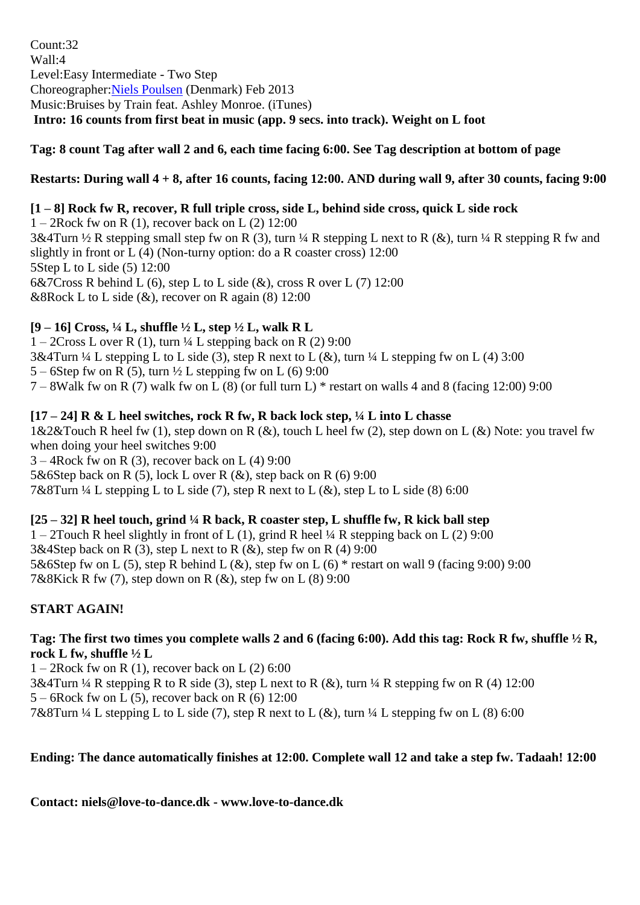Count:32
Wall:4
Level:Easy Intermediate - Two Step
Choreographer:[Niels Poulsen](#) (Denmark) Feb 2013
Music:Bruises by Train feat. Ashley Monroe. (iTunes)
**Intro: 16 counts from first beat in music (app. 9 secs. into track). Weight on L foot**

**Tag: 8 count Tag after wall 2 and 6, each time facing 6:00. See Tag description at bottom of page**

**Restarts: During wall 4 + 8, after 16 counts, facing 12:00. AND during wall 9, after 30 counts, facing 9:00**

**[1 – 8] Rock fw R, recover, R full triple cross, side L, behind side cross, quick L side rock**
1 – 2Rock fw on R (1), recover back on L (2) 12:00
3&4Turn ½ R stepping small step fw on R (3), turn ¼ R stepping L next to R (&), turn ¼ R stepping R fw and slightly in front or L (4) (Non-turny option: do a R coaster cross) 12:00
5Step L to L side (5) 12:00
6&7Cross R behind L (6), step L to L side (&), cross R over L (7) 12:00
&8Rock L to L side (&), recover on R again (8) 12:00

**[9 – 16] Cross, ¼ L, shuffle ½ L, step ½ L, walk R L**
1 – 2Cross L over R (1), turn ¼ L stepping back on R (2) 9:00
3&4Turn ¼ L stepping L to L side (3), step R next to L (&), turn ¼ L stepping fw on L (4) 3:00
5 – 6Step fw on R (5), turn ½ L stepping fw on L (6) 9:00
7 – 8Walk fw on R (7) walk fw on L (8) (or full turn L) * restart on walls 4 and 8 (facing 12:00) 9:00

**[17 – 24] R & L heel switches, rock R fw, R back lock step, ¼ L into L chasse**
1&2&Touch R heel fw (1), step down on R (&), touch L heel fw (2), step down on L (&) Note: you travel fw when doing your heel switches 9:00
3 – 4Rock fw on R (3), recover back on L (4) 9:00
5&6Step back on R (5), lock L over R (&), step back on R (6) 9:00
7&8Turn ¼ L stepping L to L side (7), step R next to L (&), step L to L side (8) 6:00

**[25 – 32] R heel touch, grind ¼ R back, R coaster step, L shuffle fw, R kick ball step**
1 – 2Touch R heel slightly in front of L (1), grind R heel ¼ R stepping back on L (2) 9:00
3&4Step back on R (3), step L next to R (&), step fw on R (4) 9:00
5&6Step fw on L (5), step R behind L (&), step fw on L (6) * restart on wall 9 (facing 9:00) 9:00
7&8Kick R fw (7), step down on R (&), step fw on L (8) 9:00

**START AGAIN!**

**Tag: The first two times you complete walls 2 and 6 (facing 6:00). Add this tag: Rock R fw, shuffle ½ R, rock L fw, shuffle ½ L**
1 – 2Rock fw on R (1), recover back on L (2) 6:00
3&4Turn ¼ R stepping R to R side (3), step L next to R (&), turn ¼ R stepping fw on R (4) 12:00
5 – 6Rock fw on L (5), recover back on R (6) 12:00
7&8Turn ¼ L stepping L to L side (7), step R next to L (&), turn ¼ L stepping fw on L (8) 6:00

**Ending: The dance automatically finishes at 12:00. Complete wall 12 and take a step fw. Tadaah! 12:00**

**Contact: niels@love-to-dance.dk - www.love-to-dance.dk**